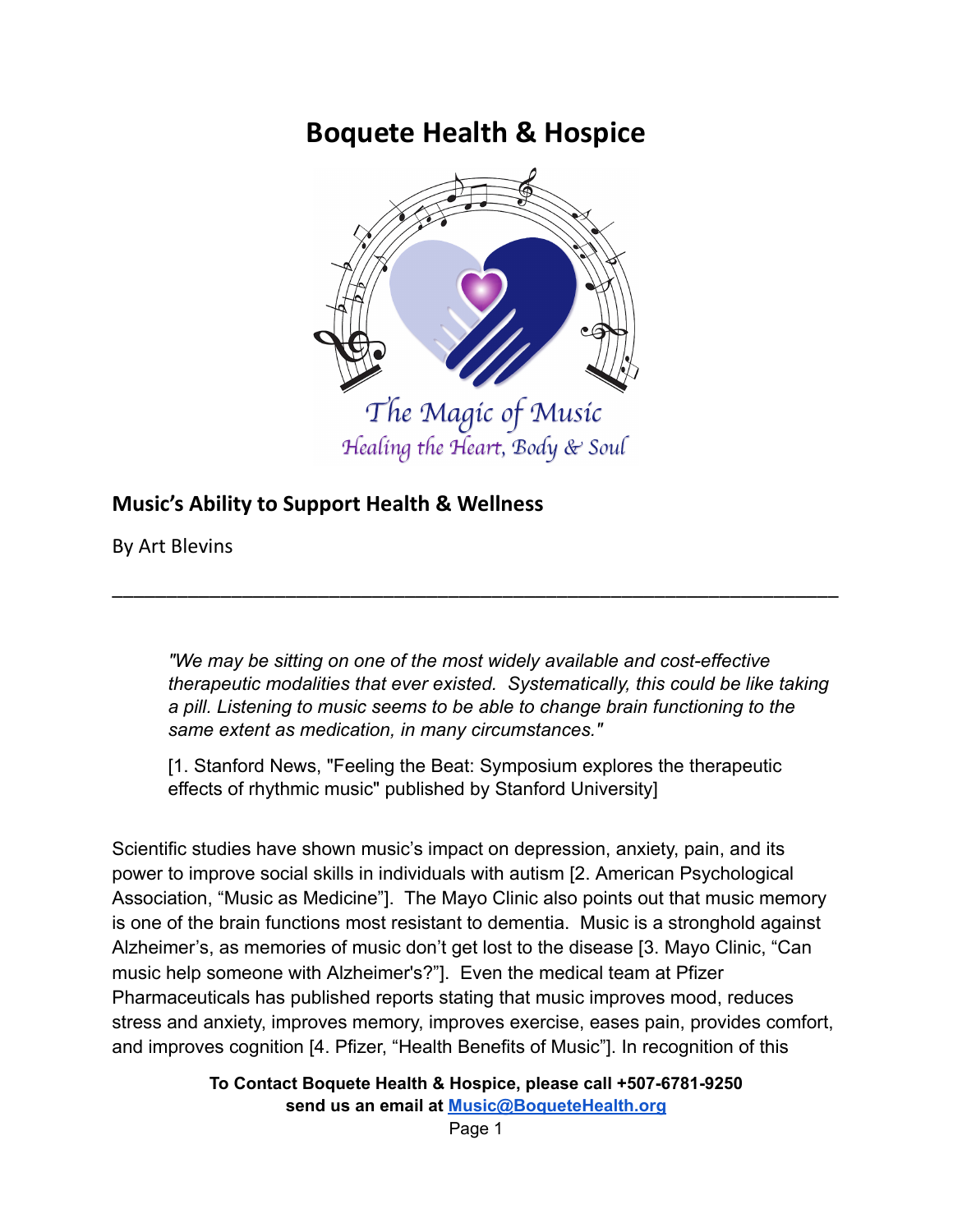# Boquete Health & Hospice

The Magic of Music
Healing the Heart, Body & Soul

## Music's Ability to Support Health & Wellness

By Art Blevins

---

> *"We may be sitting on one of the most widely available and cost-effective therapeutic modalities that ever existed. Systematically, this could be like taking a pill. Listening to music seems to be able to change brain functioning to the same extent as medication, in many circumstances."*
>
> [1. Stanford News, "Feeling the Beat: Symposium explores the therapeutic effects of rhythmic music" published by Stanford University]

Scientific studies have shown music's impact on depression, anxiety, pain, and its power to improve social skills in individuals with autism [2. American Psychological Association, "Music as Medicine"]. The Mayo Clinic also points out that music memory is one of the brain functions most resistant to dementia. Music is a stronghold against Alzheimer's, as memories of music don't get lost to the disease [3. Mayo Clinic, "Can music help someone with Alzheimer's?"]. Even the medical team at Pfizer Pharmaceuticals has published reports stating that music improves mood, reduces stress and anxiety, improves memory, improves exercise, eases pain, provides comfort, and improves cognition [4. Pfizer, "Health Benefits of Music"]. In recognition of this

**To Contact Boquete Health & Hospice, please call +507-6781-9250**
**send us an email at [Music@BoqueteHealth.org](mailto:Music@BoqueteHealth.org)**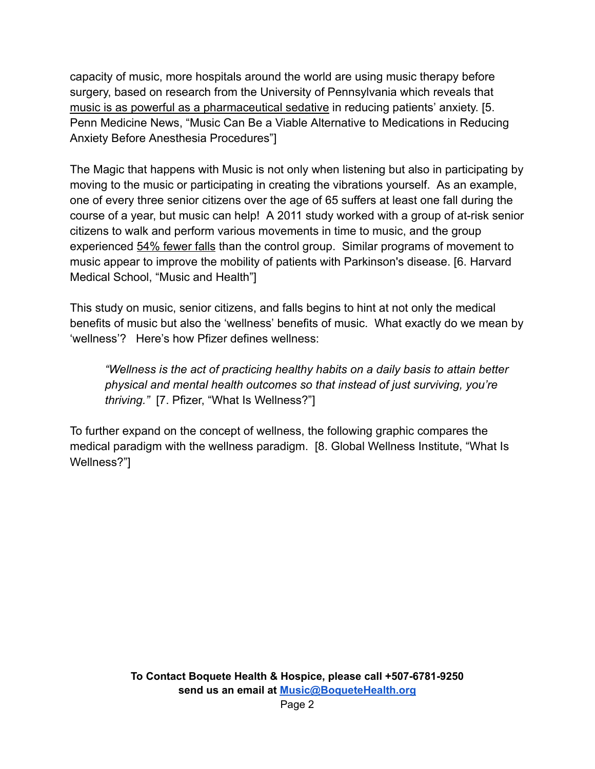capacity of music, more hospitals around the world are using music therapy before surgery, based on research from the University of Pennsylvania which reveals that music is as powerful as a pharmaceutical sedative in reducing patients' anxiety. [5. Penn Medicine News, "Music Can Be a Viable Alternative to Medications in Reducing Anxiety Before Anesthesia Procedures"]

The Magic that happens with Music is not only when listening but also in participating by moving to the music or participating in creating the vibrations yourself. As an example, one of every three senior citizens over the age of 65 suffers at least one fall during the course of a year, but music can help! A 2011 study worked with a group of at-risk senior citizens to walk and perform various movements in time to music, and the group experienced 54% fewer falls than the control group. Similar programs of movement to music appear to improve the mobility of patients with Parkinson's disease. [6. Harvard Medical School, "Music and Health"]

This study on music, senior citizens, and falls begins to hint at not only the medical benefits of music but also the 'wellness' benefits of music. What exactly do we mean by 'wellness'? Here's how Pfizer defines wellness:

> *"Wellness is the act of practicing healthy habits on a daily basis to attain better physical and mental health outcomes so that instead of just surviving, you're thriving."* [7. Pfizer, "What Is Wellness?"]

To further expand on the concept of wellness, the following graphic compares the medical paradigm with the wellness paradigm. [8. Global Wellness Institute, "What Is Wellness?"]

**To Contact Boquete Health & Hospice, please call +507-6781-9250**
**send us an email at Music@BoqueteHealth.org**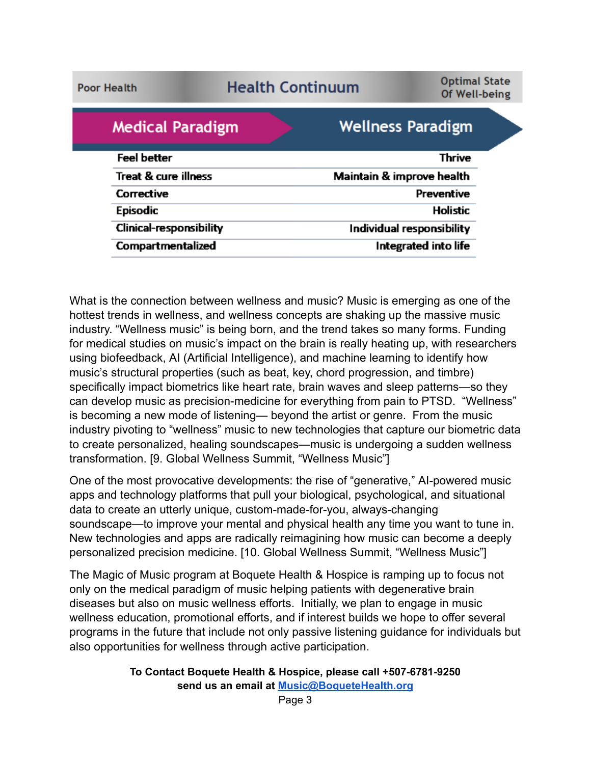| Poor Health | Health Continuum | Optimal State Of Well-being |
|---|---|---|

| Medical Paradigm | Wellness Paradigm |
|---|---|
| Feel better | Thrive |
| Treat & cure illness | Maintain & improve health |
| Corrective | Preventive |
| Episodic | Holistic |
| Clinical-responsibility | Individual responsibility |
| Compartmentalized | Integrated into life |

What is the connection between wellness and music? Music is emerging as one of the hottest trends in wellness, and wellness concepts are shaking up the massive music industry. "Wellness music" is being born, and the trend takes so many forms. Funding for medical studies on music's impact on the brain is really heating up, with researchers using biofeedback, AI (Artificial Intelligence), and machine learning to identify how music's structural properties (such as beat, key, chord progression, and timbre) specifically impact biometrics like heart rate, brain waves and sleep patterns—so they can develop music as precision-medicine for everything from pain to PTSD. "Wellness" is becoming a new mode of listening— beyond the artist or genre. From the music industry pivoting to "wellness" music to new technologies that capture our biometric data to create personalized, healing soundscapes—music is undergoing a sudden wellness transformation. [9. Global Wellness Summit, "Wellness Music"]

One of the most provocative developments: the rise of "generative," AI-powered music apps and technology platforms that pull your biological, psychological, and situational data to create an utterly unique, custom-made-for-you, always-changing soundscape—to improve your mental and physical health any time you want to tune in. New technologies and apps are radically reimagining how music can become a deeply personalized precision medicine. [10. Global Wellness Summit, "Wellness Music"]

The Magic of Music program at Boquete Health & Hospice is ramping up to focus not only on the medical paradigm of music helping patients with degenerative brain diseases but also on music wellness efforts. Initially, we plan to engage in music wellness education, promotional efforts, and if interest builds we hope to offer several programs in the future that include not only passive listening guidance for individuals but also opportunities for wellness through active participation.

**To Contact Boquete Health & Hospice, please call +507-6781-9250**
**send us an email at [Music@BoqueteHealth.org](mailto:Music@BoqueteHealth.org)**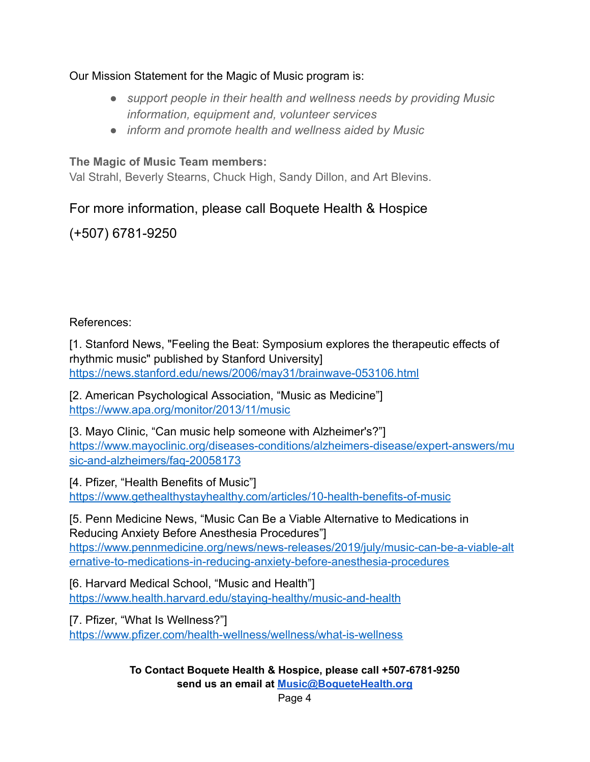Our Mission Statement for the Magic of Music program is:

- *support people in their health and wellness needs by providing Music information, equipment and, volunteer services*
- *inform and promote health and wellness aided by Music*

**The Magic of Music Team members:**
Val Strahl, Beverly Stearns, Chuck High, Sandy Dillon, and Art Blevins.

For more information, please call Boquete Health & Hospice

(+507) 6781-9250

References:

[1. Stanford News, "Feeling the Beat: Symposium explores the therapeutic effects of rhythmic music" published by Stanford University]
https://news.stanford.edu/news/2006/may31/brainwave-053106.html

[2. American Psychological Association, “Music as Medicine”]
https://www.apa.org/monitor/2013/11/music

[3. Mayo Clinic, “Can music help someone with Alzheimer's?”]
https://www.mayoclinic.org/diseases-conditions/alzheimers-disease/expert-answers/music-and-alzheimers/faq-20058173

[4. Pfizer, “Health Benefits of Music”]
https://www.gethealthystayhealthy.com/articles/10-health-benefits-of-music

[5. Penn Medicine News, “Music Can Be a Viable Alternative to Medications in Reducing Anxiety Before Anesthesia Procedures”]
https://www.pennmedicine.org/news/news-releases/2019/july/music-can-be-a-viable-alternative-to-medications-in-reducing-anxiety-before-anesthesia-procedures

[6. Harvard Medical School, “Music and Health”]
https://www.health.harvard.edu/staying-healthy/music-and-health

[7. Pfizer, “What Is Wellness?”]
https://www.pfizer.com/health-wellness/wellness/what-is-wellness

**To Contact Boquete Health & Hospice, please call +507-6781-9250**
**send us an email at [Music@BoqueteHealth.org](mailto:Music@BoqueteHealth.org)**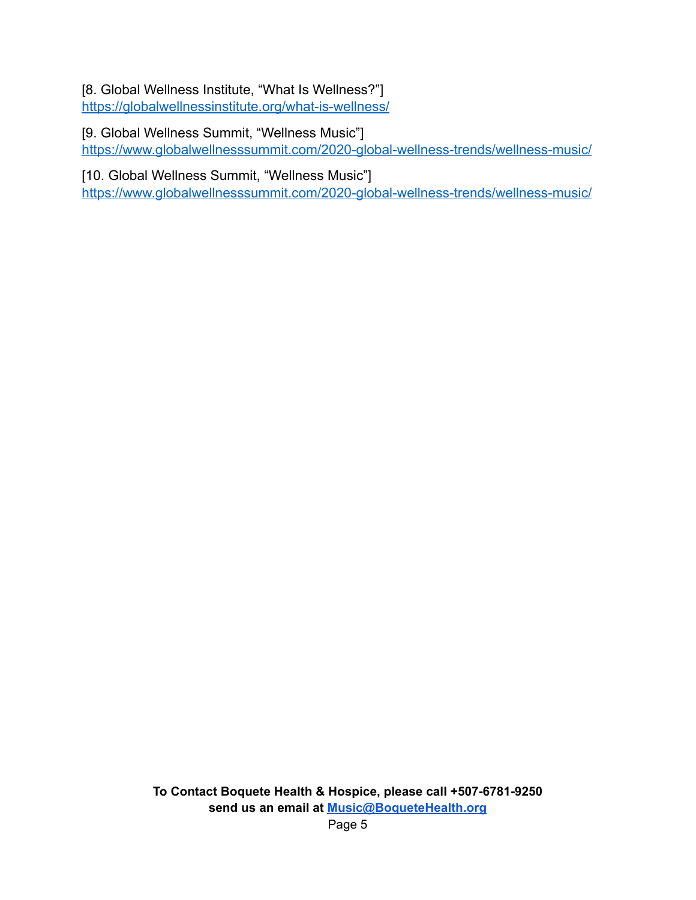[8. Global Wellness Institute, “What Is Wellness?”]
https://globalwellnessinstitute.org/what-is-wellness/

[9. Global Wellness Summit, “Wellness Music”]
https://www.globalwellnesssummit.com/2020-global-wellness-trends/wellness-music/

[10. Global Wellness Summit, “Wellness Music”]
https://www.globalwellnesssummit.com/2020-global-wellness-trends/wellness-music/

**To Contact Boquete Health & Hospice, please call +507-6781-9250**
**send us an email at Music@BoqueteHealth.org**